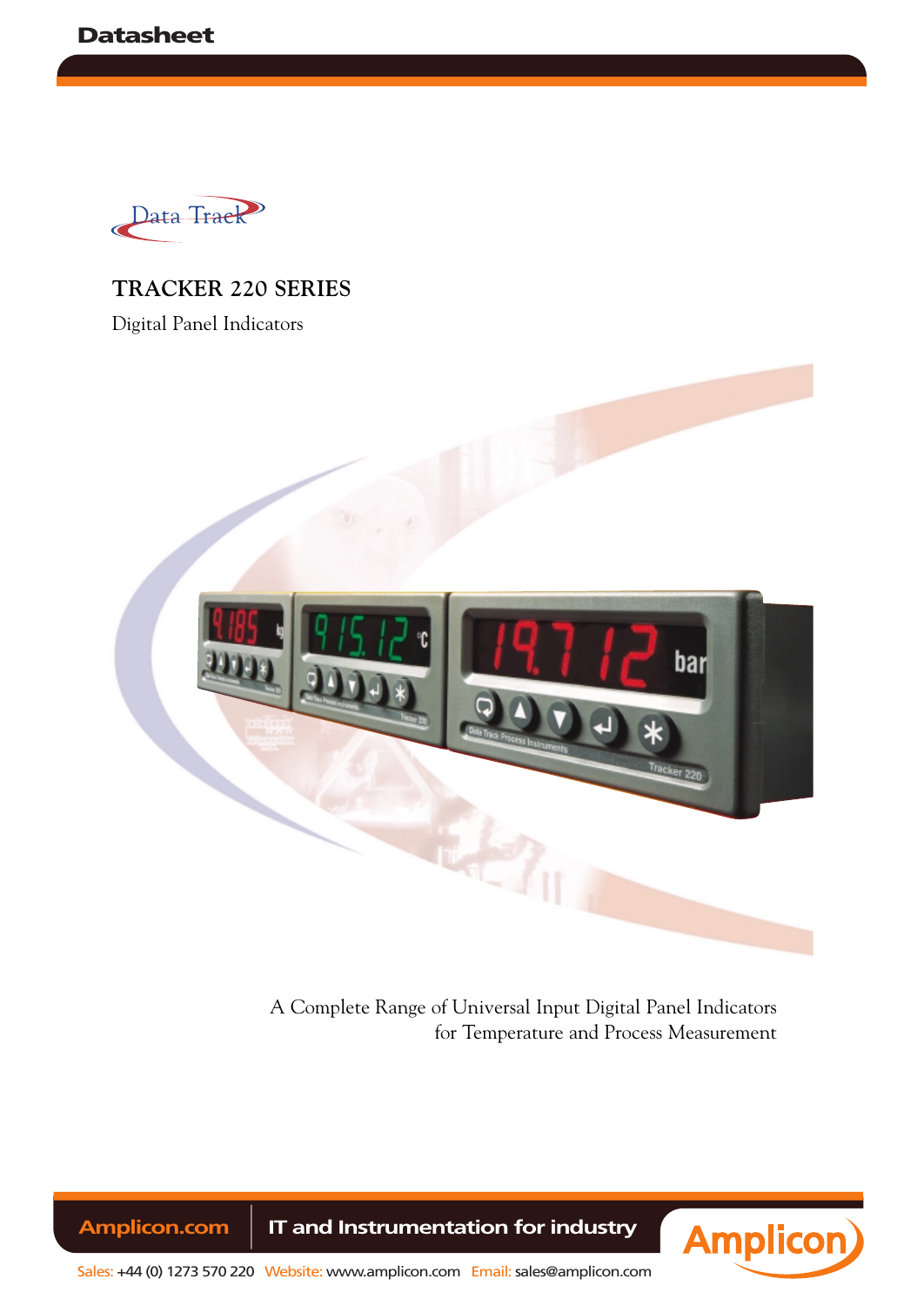Datasheet

Data Track

# TRACKER 220 SERIES

Digital Panel Indicators

A Complete Range of Universal Input Digital Panel Indicators
for Temperature and Process Measurement

Amplicon.com | IT and Instrumentation for industry

Sales: +44 (0) 1273 570 220 Website: www.amplicon.com Email: sales@amplicon.com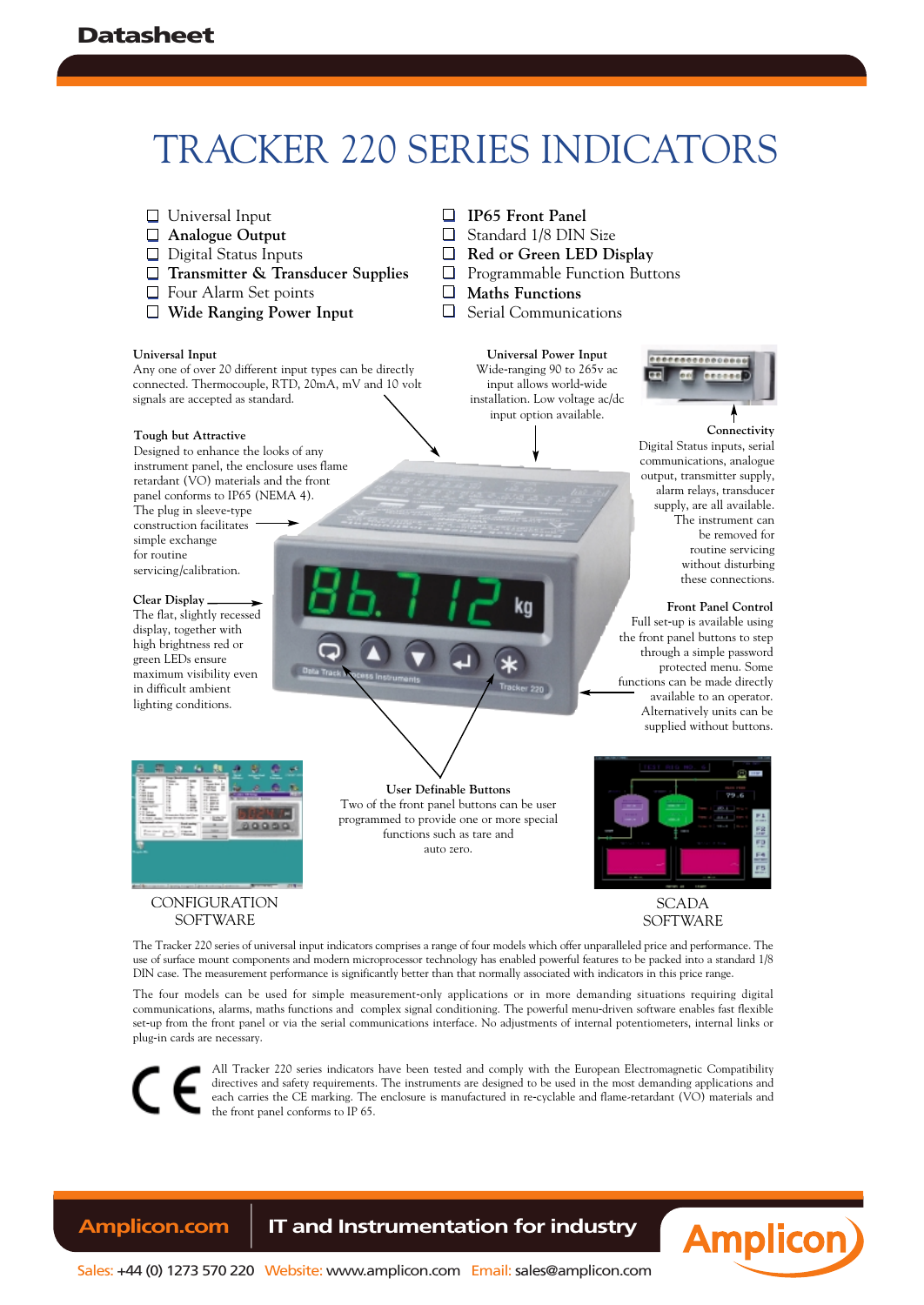Datasheet

# TRACKER 220 SERIES INDICATORS

- Universal Input
- **Analogue Output**
- Digital Status Inputs
- **Transmitter & Transducer Supplies**
- Four Alarm Set points
- **Wide Ranging Power Input**
- **IP65 Front Panel**
- Standard 1/8 DIN Size
- **Red or Green LED Display**
- Programmable Function Buttons
- **Maths Functions**
- Serial Communications

**Universal Input**
Any one of over 20 different input types can be directly connected. Thermocouple, RTD, 20mA, mV and 10 volt signals are accepted as standard.

**Universal Power Input**
Wide-ranging 90 to 265v ac input allows world-wide installation. Low voltage ac/dc input option available.

**Connectivity**
Digital Status inputs, serial communications, analogue output, transmitter supply, alarm relays, transducer supply, are all available. The instrument can be removed for routine servicing without disturbing these connections.

**Tough but Attractive**
Designed to enhance the looks of any instrument panel, the enclosure uses flame retardant (VO) materials and the front panel conforms to IP65 (NEMA 4). The plug in sleeve-type construction facilitates simple exchange for routine servicing/calibration.

**Clear Display**
The flat, slightly recessed display, together with high brightness red or green LEDs ensure maximum visibility even in difficult ambient lighting conditions.

**Front Panel Control**
Full set-up is available using the front panel buttons to step through a simple password protected menu. Some functions can be made directly available to an operator. Alternatively units can be supplied without buttons.

**User Definable Buttons**
Two of the front panel buttons can be user programmed to provide one or more special functions such as tare and auto zero.

CONFIGURATION SOFTWARE

SCADA SOFTWARE

The Tracker 220 series of universal input indicators comprises a range of four models which offer unparalleled price and performance. The use of surface mount components and modern microprocessor technology has enabled powerful features to be packed into a standard 1/8 DIN case. The measurement performance is significantly better than that normally associated with indicators in this price range.

The four models can be used for simple measurement-only applications or in more demanding situations requiring digital communications, alarms, maths functions and complex signal conditioning. The powerful menu-driven software enables fast flexible set-up from the front panel or via the serial communications interface. No adjustments of internal potentiometers, internal links or plug-in cards are necessary.

All Tracker 220 series indicators have been tested and comply with the European Electromagnetic Compatibility directives and safety requirements. The instruments are designed to be used in the most demanding applications and each carries the CE marking. The enclosure is manufactured in re-cyclable and flame-retardant (VO) materials and the front panel conforms to IP 65.

Amplicon.com | IT and Instrumentation for industry

Sales: +44 (0) 1273 570 220 Website: www.amplicon.com Email: sales@amplicon.com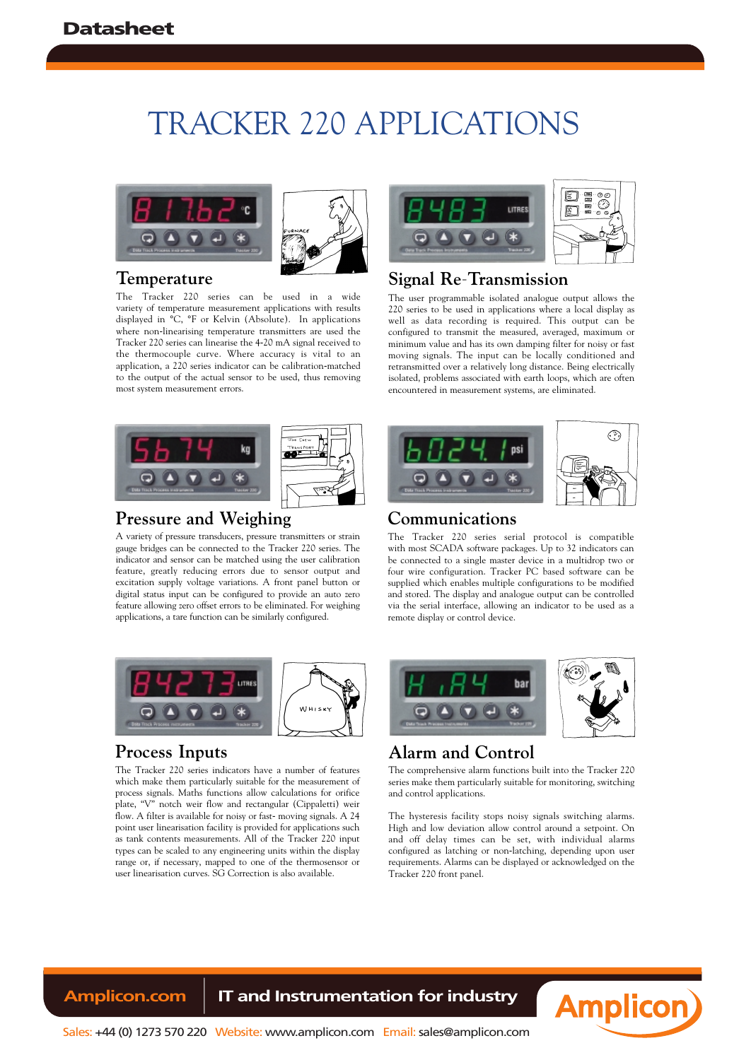# TRACKER 220 APPLICATIONS

## Temperature

The Tracker 220 series can be used in a wide variety of temperature measurement applications with results displayed in °C, °F or Kelvin (Absolute). In applications where non-linearising temperature transmitters are used the Tracker 220 series can linearise the 4-20 mA signal received to the thermocouple curve. Where accuracy is vital to an application, a 220 series indicator can be calibration-matched to the output of the actual sensor to be used, thus removing most system measurement errors.

## Signal Re-Transmission

The user programmable isolated analogue output allows the 220 series to be used in applications where a local display as well as data recording is required. This output can be configured to transmit the measured, averaged, maximum or minimum value and has its own damping filter for noisy or fast moving signals. The input can be locally conditioned and retransmitted over a relatively long distance. Being electrically isolated, problems associated with earth loops, which are often encountered in measurement systems, are eliminated.

## Pressure and Weighing

A variety of pressure transducers, pressure transmitters or strain gauge bridges can be connected to the Tracker 220 series. The indicator and sensor can be matched using the user calibration feature, greatly reducing errors due to sensor output and excitation supply voltage variations. A front panel button or digital status input can be configured to provide an auto zero feature allowing zero offset errors to be eliminated. For weighing applications, a tare function can be similarly configured.

## Communications

The Tracker 220 series serial protocol is compatible with most SCADA software packages. Up to 32 indicators can be connected to a single master device in a multidrop two or four wire configuration. Tracker PC based software can be supplied which enables multiple configurations to be modified and stored. The display and analogue output can be controlled via the serial interface, allowing an indicator to be used as a remote display or control device.

## Process Inputs

The Tracker 220 series indicators have a number of features which make them particularly suitable for the measurement of process signals. Maths functions allow calculations for orifice plate, "V" notch weir flow and rectangular (Cippaletti) weir flow. A filter is available for noisy or fast- moving signals. A 24 point user linearisation facility is provided for applications such as tank contents measurements. All of the Tracker 220 input types can be scaled to any engineering units within the display range or, if necessary, mapped to one of the thermosensor or user linearisation curves. SG Correction is also available.

## Alarm and Control

The comprehensive alarm functions built into the Tracker 220 series make them particularly suitable for monitoring, switching and control applications.

The hysteresis facility stops noisy signals switching alarms. High and low deviation allow control around a setpoint. On and off delay times can be set, with individual alarms configured as latching or non-latching, depending upon user requirements. Alarms can be displayed or acknowledged on the Tracker 220 front panel.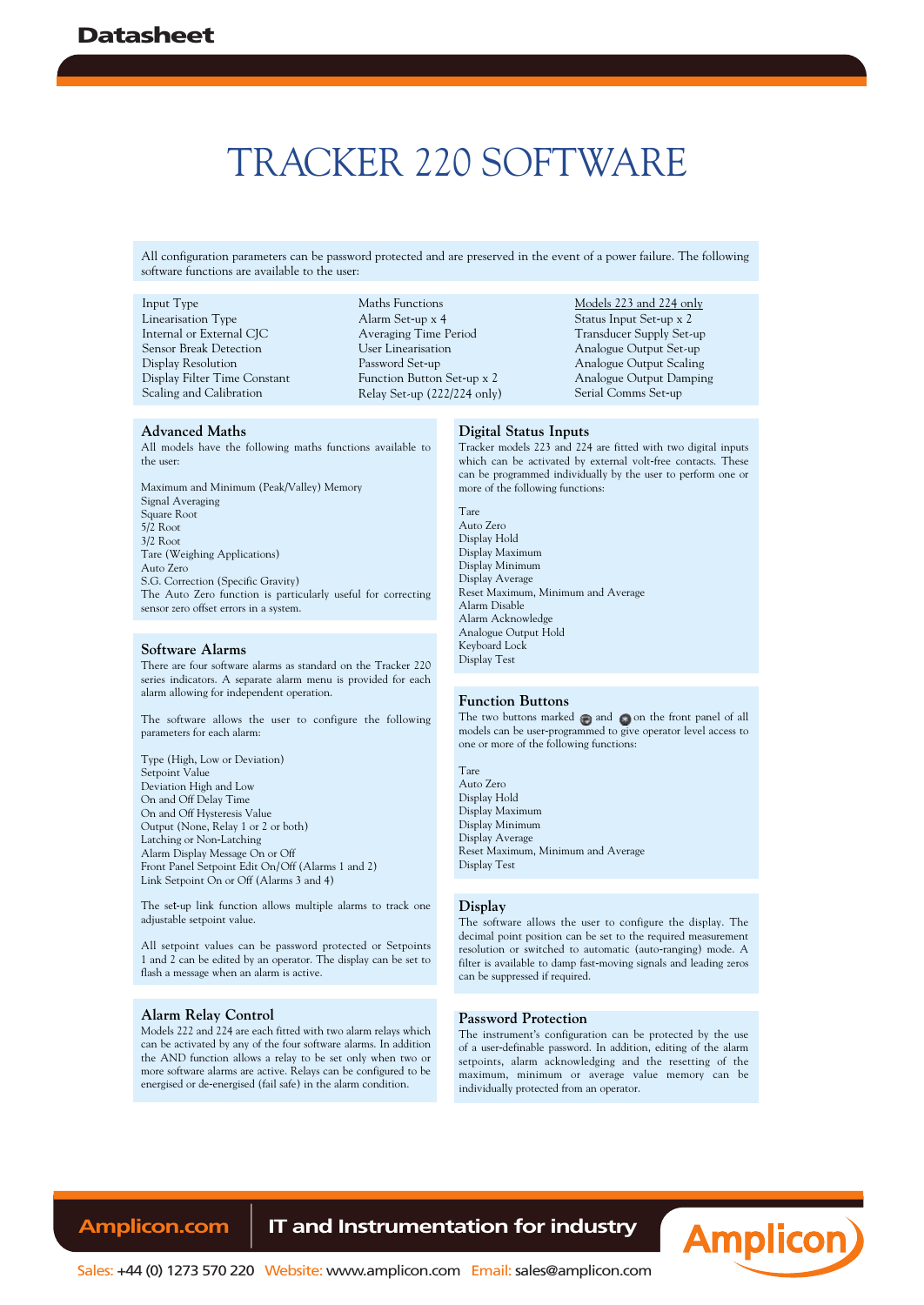# TRACKER 220 SOFTWARE

All configuration parameters can be password protected and are preserved in the event of a power failure. The following software functions are available to the user:

| | | Models 223 and 224 only |
|---|---|---|
| Input Type | Maths Functions | Status Input Set-up x 2 |
| Linearisation Type | Alarm Set-up x 4 | Transducer Supply Set-up |
| Internal or External CJC | Averaging Time Period | Analogue Output Set-up |
| Sensor Break Detection | User Linearisation | Analogue Output Scaling |
| Display Resolution | Password Set-up | Analogue Output Damping |
| Display Filter Time Constant | Function Button Set-up x 2 | Serial Comms Set-up |
| Scaling and Calibration | Relay Set-up (222/224 only) | |

## Advanced Maths

All models have the following maths functions available to the user:

Maximum and Minimum (Peak/Valley) Memory
Signal Averaging
Square Root
5/2 Root
3/2 Root
Tare (Weighing Applications)
Auto Zero
S.G. Correction (Specific Gravity)
The Auto Zero function is particularly useful for correcting sensor zero offset errors in a system.

## Software Alarms

There are four software alarms as standard on the Tracker 220 series indicators. A separate alarm menu is provided for each alarm allowing for independent operation.

The software allows the user to configure the following parameters for each alarm:

Type (High, Low or Deviation)
Setpoint Value
Deviation High and Low
On and Off Delay Time
On and Off Hysteresis Value
Output (None, Relay 1 or 2 or both)
Latching or Non-Latching
Alarm Display Message On or Off
Front Panel Setpoint Edit On/Off (Alarms 1 and 2)
Link Setpoint On or Off (Alarms 3 and 4)

The set-up link function allows multiple alarms to track one adjustable setpoint value.

All setpoint values can be password protected or Setpoints 1 and 2 can be edited by an operator. The display can be set to flash a message when an alarm is active.

## Alarm Relay Control

Models 222 and 224 are each fitted with two alarm relays which can be activated by any of the four software alarms. In addition the AND function allows a relay to be set only when two or more software alarms are active. Relays can be configured to be energised or de-energised (fail safe) in the alarm condition.

## Digital Status Inputs

Tracker models 223 and 224 are fitted with two digital inputs which can be activated by external volt-free contacts. These can be programmed individually by the user to perform one or more of the following functions:

Tare
Auto Zero
Display Hold
Display Maximum
Display Minimum
Display Average
Reset Maximum, Minimum and Average
Alarm Disable
Alarm Acknowledge
Analogue Output Hold
Keyboard Lock
Display Test

## Function Buttons

The two buttons marked ● and ● on the front panel of all models can be user-programmed to give operator level access to one or more of the following functions:

Tare
Auto Zero
Display Hold
Display Maximum
Display Minimum
Display Average
Reset Maximum, Minimum and Average
Display Test

## Display

The software allows the user to configure the display. The decimal point position can be set to the required measurement resolution or switched to automatic (auto-ranging) mode. A filter is available to damp fast-moving signals and leading zeros can be suppressed if required.

## Password Protection

The instrument's configuration can be protected by the use of a user-definable password. In addition, editing of the alarm setpoints, alarm acknowledging and the resetting of the maximum, minimum or average value memory can be individually protected from an operator.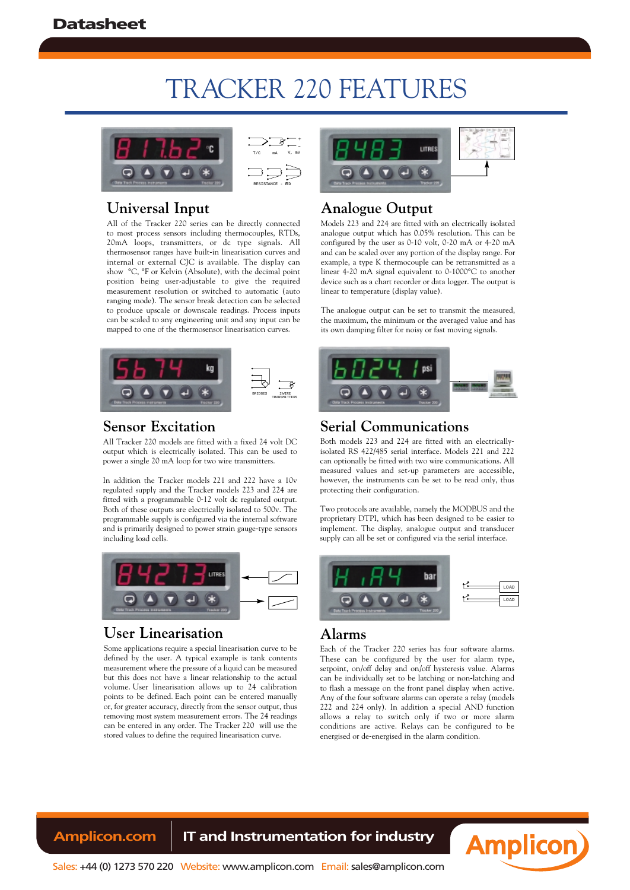# TRACKER 220 FEATURES

## Universal Input

All of the Tracker 220 series can be directly connected to most process sensors including thermocouples, RTDs, 20mA loops, transmitters, or dc type signals. All thermosensor ranges have built-in linearisation curves and internal or external CJC is available. The display can show °C, °F or Kelvin (Absolute), with the decimal point position being user-adjustable to give the required measurement resolution or switched to automatic (auto ranging mode). The sensor break detection can be selected to produce upscale or downscale readings. Process inputs can be scaled to any engineering unit and any input can be mapped to one of the thermosensor linearisation curves.

## Analogue Output

Models 223 and 224 are fitted with an electrically isolated analogue output which has 0.05% resolution. This can be configured by the user as 0-10 volt, 0-20 mA or 4-20 mA and can be scaled over any portion of the display range. For example, a type K thermocouple can be retransmitted as a linear 4-20 mA signal equivalent to 0-1000°C to another device such as a chart recorder or data logger. The output is linear to temperature (display value).

The analogue output can be set to transmit the measured, the maximum, the minimum or the averaged value and has its own damping filter for noisy or fast moving signals.

## Sensor Excitation

All Tracker 220 models are fitted with a fixed 24 volt DC output which is electrically isolated. This can be used to power a single 20 mA loop for two wire transmitters.

In addition the Tracker models 221 and 222 have a 10v regulated supply and the Tracker models 223 and 224 are fitted with a programmable 0-12 volt dc regulated output. Both of these outputs are electrically isolated to 500v. The programmable supply is configured via the internal software and is primarily designed to power strain gauge-type sensors including load cells.

## Serial Communications

Both models 223 and 224 are fitted with an electrically-isolated RS 422/485 serial interface. Models 221 and 222 can optionally be fitted with two wire communications. All measured values and set-up parameters are accessible, however, the instruments can be set to be read only, thus protecting their configuration.

Two protocols are available, namely the MODBUS and the proprietary DTPI, which has been designed to be easier to implement. The display, analogue output and transducer supply can all be set or configured via the serial interface.

## User Linearisation

Some applications require a special linearisation curve to be defined by the user. A typical example is tank contents measurement where the pressure of a liquid can be measured but this does not have a linear relationship to the actual volume. User linearisation allows up to 24 calibration points to be defined. Each point can be entered manually or, for greater accuracy, directly from the sensor output, thus removing most system measurement errors. The 24 readings can be entered in any order. The Tracker 220 will use the stored values to define the required linearisation curve.

## Alarms

Each of the Tracker 220 series has four software alarms. These can be configured by the user for alarm type, setpoint, on/off delay and on/off hysteresis value. Alarms can be individually set to be latching or non-latching and to flash a message on the front panel display when active. Any of the four software alarms can operate a relay (models 222 and 224 only). In addition a special AND function allows a relay to switch only if two or more alarm conditions are active. Relays can be configured to be energised or de-energised in the alarm condition.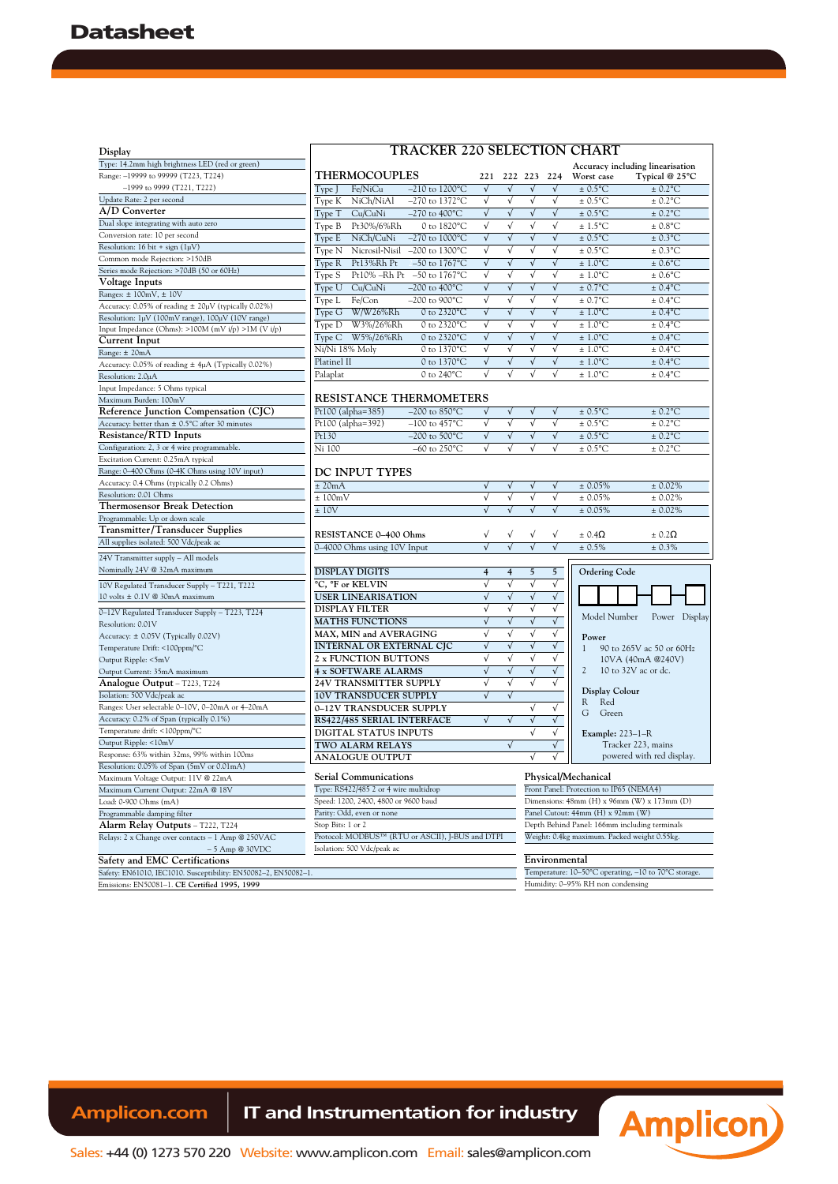# Datasheet

## Display

Type: 14.2mm high brightness LED (red or green)
Range: –19999 to 99999 (T223, T224)
–1999 to 9999 (T221, T222)
Update Rate: 2 per second

## A/D Converter

Dual slope integrating with auto zero
Conversion rate: 10 per second
Resolution: 16 bit + sign (1µV)
Common mode Rejection: >150dB
Series mode Rejection: >70dB (50 or 60Hz)

## Voltage Inputs

Ranges: ± 100mV, ± 10V
Accuracy: 0.05% of reading ± 20µV (typically 0.02%)
Resolution: 1µV (100mV range), 100µV (10V range)
Input Impedance (Ohms): >100M (mV i/p) >1M (V i/p)

## Current Input

Range: ± 20mA
Accuracy: 0.05% of reading ± 4µA (Typically 0.02%)
Resolution: 2.0µA
Input Impedance: 5 Ohms typical
Maximum Burden: 100mV

## Reference Junction Compensation (CJC)

Accuracy: better than ± 0.5°C after 30 minutes

## Resistance/RTD Inputs

Configuration: 2, 3 or 4 wire programmable.
Excitation Current: 0.25mA typical
Range: 0–400 Ohms (0–4K Ohms using 10V input)
Accuracy: 0.4 Ohms (typically 0.2 Ohms)
Resolution: 0.01 Ohms

## Thermosensor Break Detection

Programmable: Up or down scale

## Transmitter/Transducer Supplies

All supplies isolated: 500 Vdc/peak ac

24V Transmitter supply – All models
Nominally 24V @ 32mA maximum

10V Regulated Transducer Supply – T221, T222
10 volts ± 0.1V @ 30mA maximum

0–12V Regulated Transducer Supply – T223, T224
Resolution: 0.01V
Accuracy: ± 0.05V (Typically 0.02V)
Temperature Drift: <100ppm/°C
Output Ripple: <5mV
Output Current: 35mA maximum

## Analogue Output – T223, T224

Isolation: 500 Vdc/peak ac
Ranges: User selectable 0–10V, 0–20mA or 4–20mA
Accuracy: 0.2% of Span (typically 0.1%)
Temperature drift: <100ppm/°C
Output Ripple: <10mV
Response: 63% within 32ms, 99% within 100ms
Resolution: 0.05% of Span (5mV or 0.01mA)
Maximum Voltage Output: 11V @ 22mA
Maximum Current Output: 22mA @ 18V
Load: 0-900 Ohms (mA)
Programmable damping filter

## Alarm Relay Outputs – T222, T224

Relays: 2 x Change over contacts – 1 Amp @ 250VAC
– 5 Amp @ 30VDC

## Safety and EMC Certifications

Safety: EN61010, IEC1010. Susceptibility: EN50082–2, EN50082–1.
Emissions: EN50081–1. **CE Certified 1995, 1999**

## TRACKER 220 SELECTION CHART

| THERMOCOUPLES | | | 221 | 222 | 223 | 224 | Accuracy including linearisation Worst case | Typical @ 25°C |
|---|---|---|---|---|---|---|---|---|
| Type J | Fe/NiCu | –210 to 1200°C | √ | √ | √ | √ | ± 0.5°C | ± 0.2°C |
| Type K | NiCh/NiAl | –270 to 1372°C | √ | √ | √ | √ | ± 0.5°C | ± 0.2°C |
| Type T | Cu/CuNi | –270 to 400°C | √ | √ | √ | √ | ± 0.5°C | ± 0.2°C |
| Type B | Pt30%/6%Rh | 0 to 1820°C | √ | √ | √ | √ | ± 1.5°C | ± 0.8°C |
| Type E | NiCh/CuNi | –270 to 1000°C | √ | √ | √ | √ | ± 0.5°C | ± 0.3°C |
| Type N | Nicrosil-Nisil | –200 to 1300°C | √ | √ | √ | √ | ± 0.5°C | ± 0.3°C |
| Type R | Pt13%Rh Pt | –50 to 1767°C | √ | √ | √ | √ | ± 1.0°C | ± 0.6°C |
| Type S | Pt10% –Rh Pt | –50 to 1767°C | √ | √ | √ | √ | ± 1.0°C | ± 0.6°C |
| Type U | Cu/CuNi | –200 to 400°C | √ | √ | √ | √ | ± 0.7°C | ± 0.4°C |
| Type L | Fe/Con | –200 to 900°C | √ | √ | √ | √ | ± 0.7°C | ± 0.4°C |
| Type G | W/W26%Rh | 0 to 2320°C | √ | √ | √ | √ | ± 1.0°C | ± 0.4°C |
| Type D | W3%/26%Rh | 0 to 2320°C | √ | √ | √ | √ | ± 1.0°C | ± 0.4°C |
| Type C | W5%/26%Rh | 0 to 2320°C | √ | √ | √ | √ | ± 1.0°C | ± 0.4°C |
| Ni/Ni 18% Moly | | 0 to 1370°C | √ | √ | √ | √ | ± 1.0°C | ± 0.4°C |
| Platinel II | | 0 to 1370°C | √ | √ | √ | √ | ± 1.0°C | ± 0.4°C |
| Palaplat | | 0 to 240°C | √ | √ | √ | √ | ± 1.0°C | ± 0.4°C |
| **RESISTANCE THERMOMETERS** | | | | | | | | |
| Pt100 (alpha=385) | | –200 to 850°C | √ | √ | √ | √ | ± 0.5°C | ± 0.2°C |
| Pt100 (alpha=392) | | –100 to 457°C | √ | √ | √ | √ | ± 0.5°C | ± 0.2°C |
| Pt130 | | –200 to 500°C | √ | √ | √ | √ | ± 0.5°C | ± 0.2°C |
| Ni 100 | | –60 to 250°C | √ | √ | √ | √ | ± 0.5°C | ± 0.2°C |
| **DC INPUT TYPES** | | | | | | | | |
| ± 20mA | | | √ | √ | √ | √ | ± 0.05% | ± 0.02% |
| ± 100mV | | | √ | √ | √ | √ | ± 0.05% | ± 0.02% |
| ± 10V | | | √ | √ | √ | √ | ± 0.05% | ± 0.02% |
| RESISTANCE 0–400 Ohms | | | √ | √ | √ | √ | ± 0.4Ω | ± 0.2Ω |
| 0–4000 Ohms using 10V Input | | | √ | √ | √ | √ | ± 0.5% | ± 0.3% |

| | 221 | 222 | 223 | 224 |
|---|---|---|---|---|
| DISPLAY DIGITS | 4 | 4 | 5 | 5 |
| °C, °F or KELVIN | √ | √ | √ | √ |
| USER LINEARISATION | √ | √ | √ | √ |
| DISPLAY FILTER | √ | √ | √ | √ |
| MATHS FUNCTIONS | √ | √ | √ | √ |
| MAX, MIN and AVERAGING | √ | √ | √ | √ |
| INTERNAL OR EXTERNAL CJC | √ | √ | √ | √ |
| 2 x FUNCTION BUTTONS | √ | √ | √ | √ |
| 4 x SOFTWARE ALARMS | √ | √ | √ | √ |
| 24V TRANSMITTER SUPPLY | √ | √ | √ | √ |
| 10V TRANSDUCER SUPPLY | √ | √ | | |
| 0–12V TRANSDUCER SUPPLY | | | √ | √ |
| RS422/485 SERIAL INTERFACE | √ | √ | √ | √ |
| DIGITAL STATUS INPUTS | | | √ | √ |
| TWO ALARM RELAYS | | √ | | √ |
| ANALOGUE OUTPUT | | | √ | √ |

### Ordering Code

[ ][ ][ ] – [ ] – [ ]

Model Number — Power — Display

**Power**
1 — 90 to 265V ac 50 or 60Hz 10VA (40mA @240V)
2 — 10 to 32V ac or dc.

**Display Colour**
R — Red
G — Green

**Example:** 223–1–R
Tracker 223, mains powered with red display.

## Serial Communications

Type: RS422/485 2 or 4 wire multidrop
Speed: 1200, 2400, 4800 or 9600 baud
Parity: Odd, even or none
Stop Bits: 1 or 2
Protocol: MODBUS™ (RTU or ASCII), J-BUS and DTPI
Isolation: 500 Vdc/peak ac

## Physical/Mechanical

Front Panel: Protection to IP65 (NEMA4)
Dimensions: 48mm (H) x 96mm (W) x 173mm (D)
Panel Cutout: 44mm (H) x 92mm (W)
Depth Behind Panel: 166mm including terminals
Weight: 0.4kg maximum. Packed weight 0.55kg.

## Environmental

Temperature: 10–50°C operating, –10 to 70°C storage.
Humidity: 0–95% RH non condensing

Amplicon.com | IT and Instrumentation for industry

Sales: +44 (0) 1273 570 220 Website: www.amplicon.com Email: sales@amplicon.com